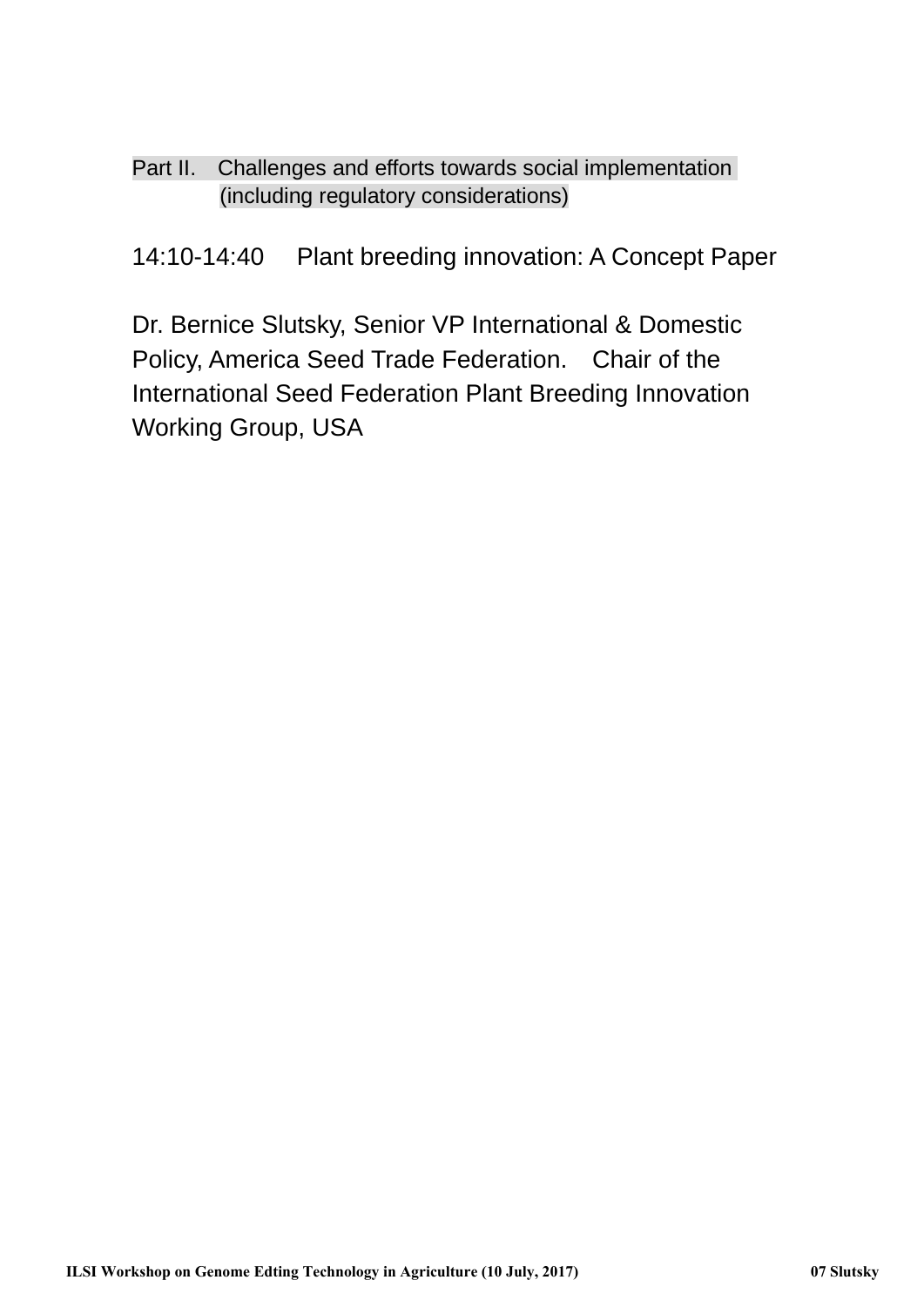Part II. Challenges and efforts towards social implementation (including regulatory considerations)

## 14:10-14:40 Plant breeding innovation: A Concept Paper

Dr. Bernice Slutsky, Senior VP International & Domestic Policy, America Seed Trade Federation. Chair of the International Seed Federation Plant Breeding Innovation Working Group, USA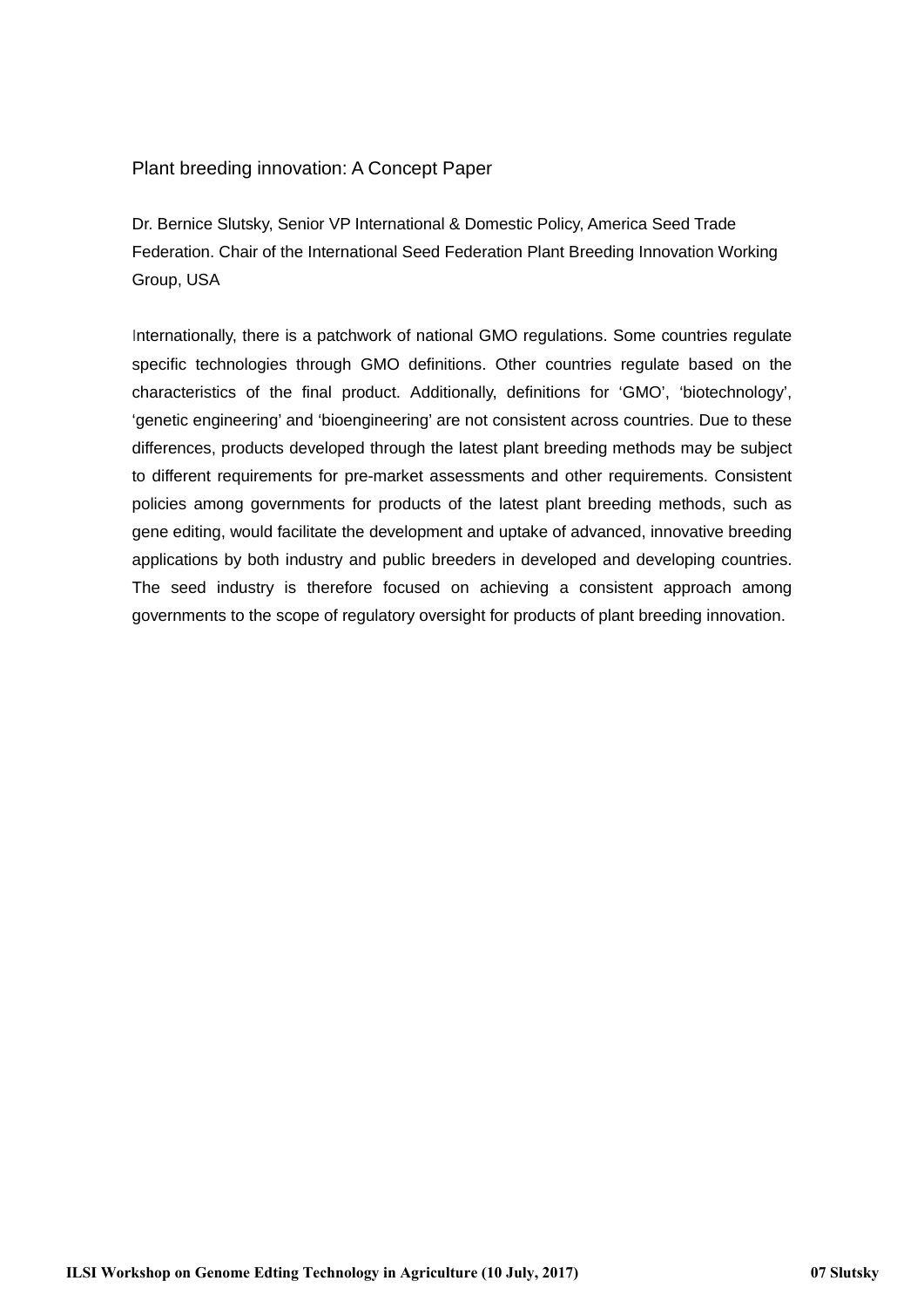# Plant breeding innovation: A Concept Paper

Dr. Bernice Slutsky, Senior VP International & Domestic Policy, America Seed Trade Federation. Chair of the International Seed Federation Plant Breeding Innovation Working Group, USA

Internationally, there is a patchwork of national GMO regulations. Some countries regulate specific technologies through GMO definitions. Other countries regulate based on the characteristics of the final product. Additionally, definitions for 'GMO', 'biotechnology', 'genetic engineering' and 'bioengineering' are not consistent across countries. Due to these differences, products developed through the latest plant breeding methods may be subject to different requirements for pre-market assessments and other requirements. Consistent policies among governments for products of the latest plant breeding methods, such as gene editing, would facilitate the development and uptake of advanced, innovative breeding applications by both industry and public breeders in developed and developing countries. The seed industry is therefore focused on achieving a consistent approach among governments to the scope of regulatory oversight for products of plant breeding innovation.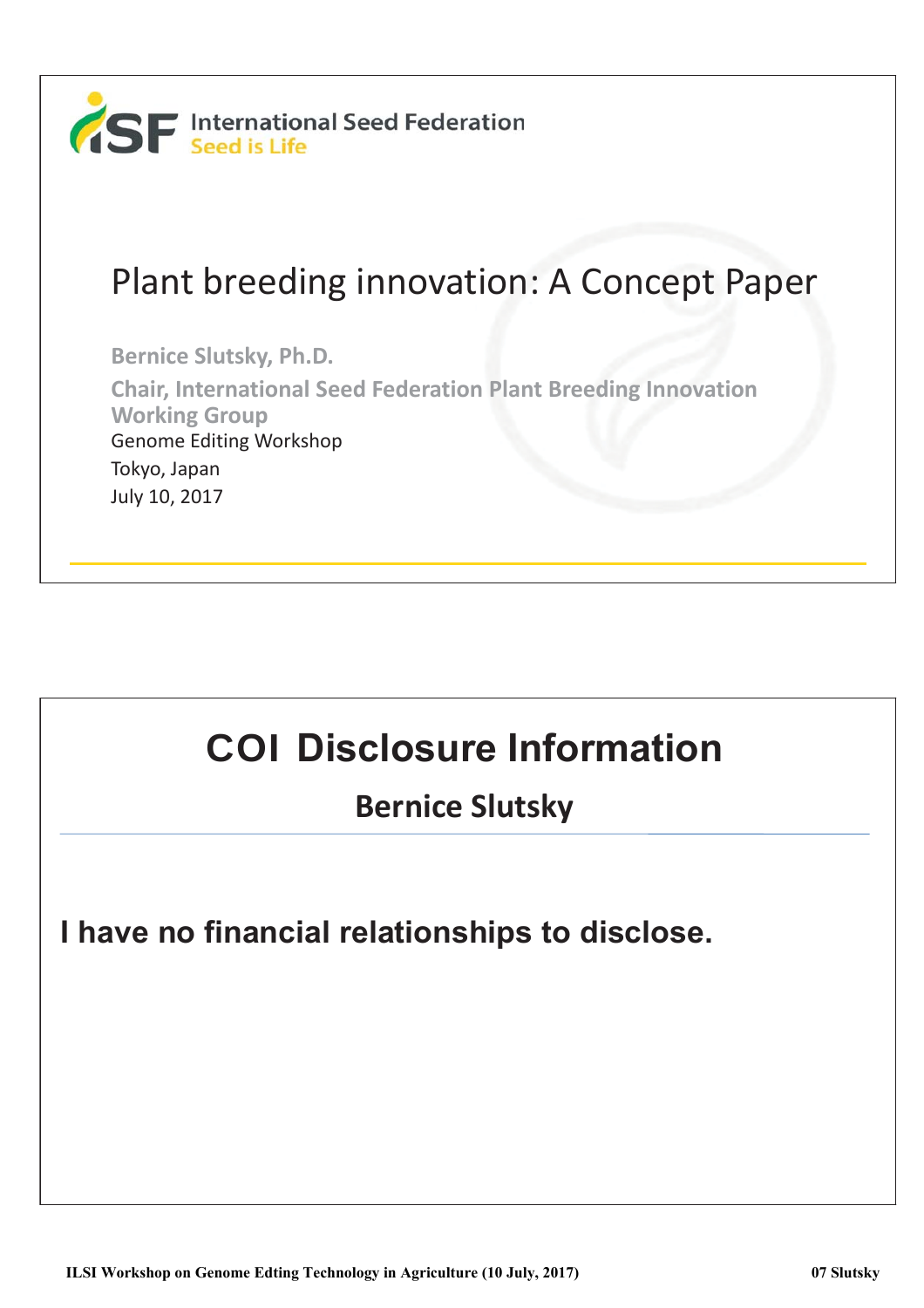International Seed Federation
Seed is Life

# Plant breeding innovation: A Concept Paper

**Bernice Slutsky, Ph.D.**

**Chair, International Seed Federation Plant Breeding Innovation Working Group**

Genome Editing Workshop

Tokyo, Japan

July 10, 2017

# COI Disclosure Information

## Bernice Slutsky

**I have no financial relationships to disclose.**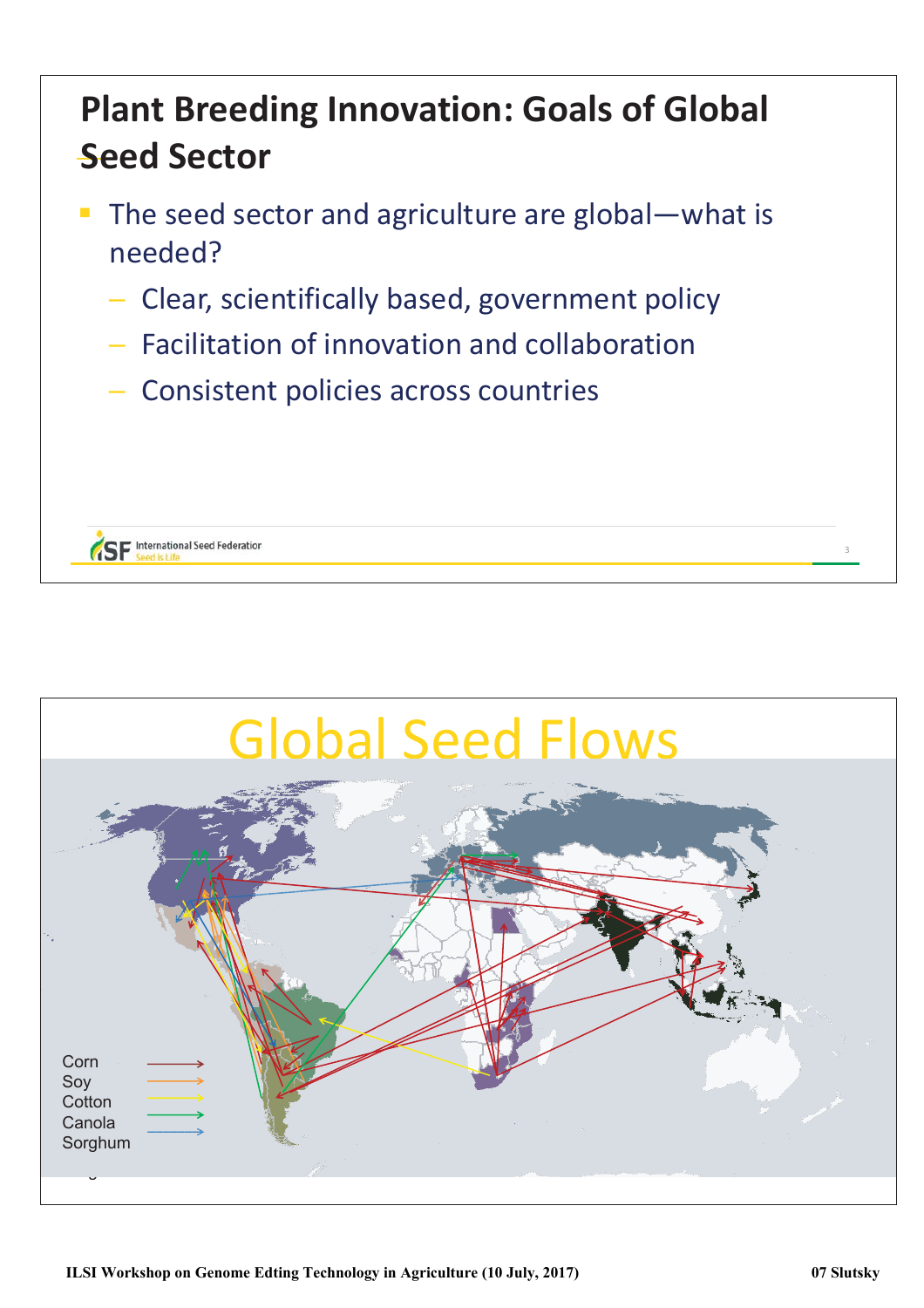## Plant Breeding Innovation: Goals of Global Seed Sector

- The seed sector and agriculture are global—what is needed?
  - Clear, scientifically based, government policy
  - Facilitation of innovation and collaboration
  - Consistent policies across countries

International Seed Federation
Seed is Life

## Global Seed Flows

Corn
Soy
Cotton
Canola
Sorghum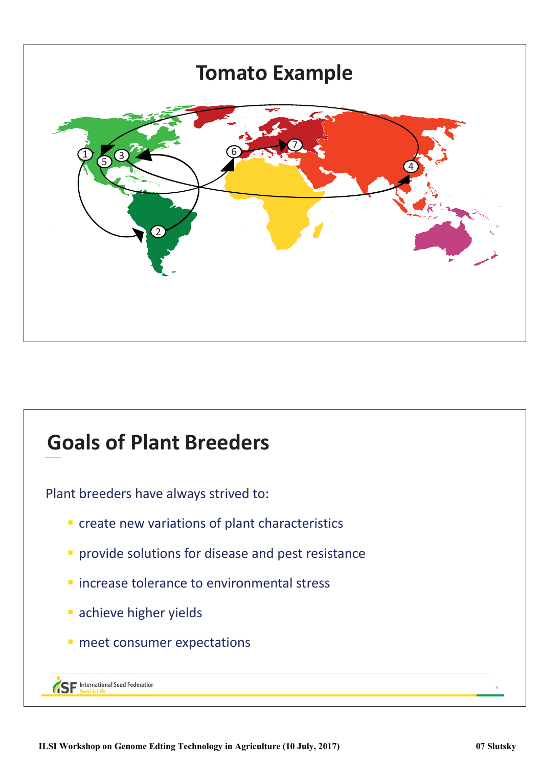## Tomato Example

1
2
3
4
5
6
7

## Goals of Plant Breeders

Plant breeders have always strived to:

- create new variations of plant characteristics
- provide solutions for disease and pest resistance
- increase tolerance to environmental stress
- achieve higher yields
- meet consumer expectations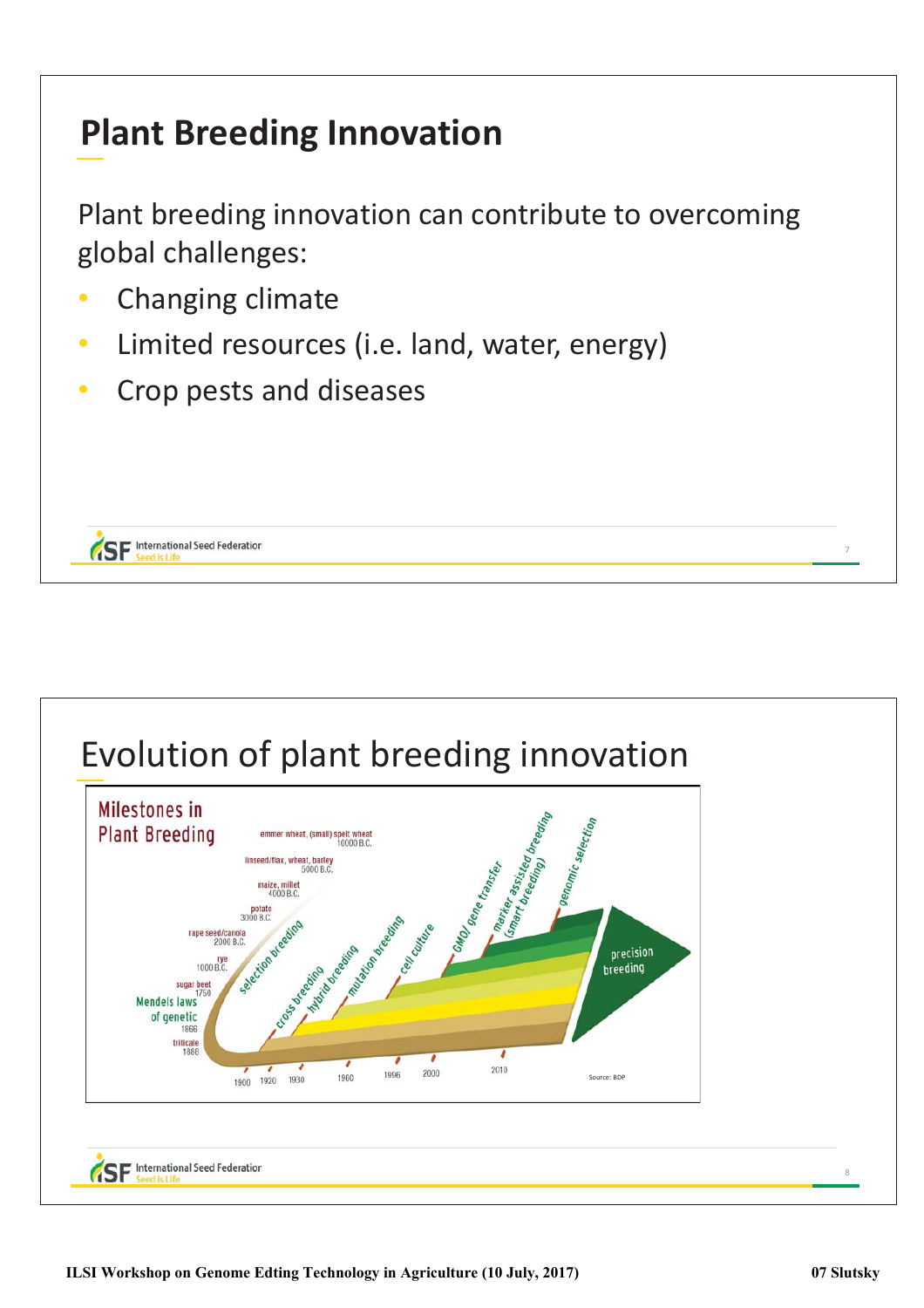## Plant Breeding Innovation

Plant breeding innovation can contribute to overcoming global challenges:

- Changing climate
- Limited resources (i.e. land, water, energy)
- Crop pests and diseases

## Evolution of plant breeding innovation

Milestones in Plant Breeding

emmer wheat, (small) spelt wheat 10000 B.C.
linseed/flax, wheat, barley 5000 B.C.
maize, millet 4000 B.C.
potato 3000 B.C.
rape seed/canola 2000 B.C.
rye 1000 B.C.
sugar beet 1750
Mendels laws of genetic 1866
triticale 1888

selection breeding, cross breeding, hybrid breeding, mutation breeding, cell culture, GMO/ gene transfer, marker assisted breeding (smart breeding), genomic selection

precision breeding

1900 1920 1930 1960 1996 2000 2010

Source: BDP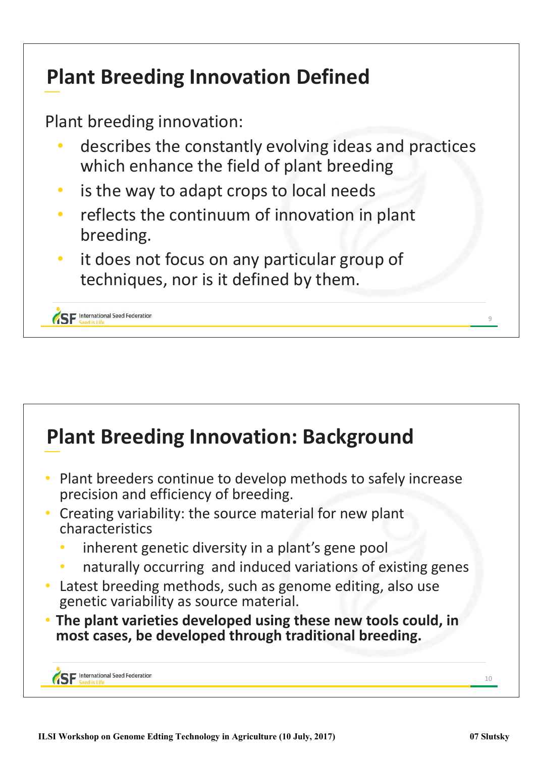## Plant Breeding Innovation Defined

Plant breeding innovation:

- describes the constantly evolving ideas and practices which enhance the field of plant breeding
- is the way to adapt crops to local needs
- reflects the continuum of innovation in plant breeding.
- it does not focus on any particular group of techniques, nor is it defined by them.

## Plant Breeding Innovation: Background

- Plant breeders continue to develop methods to safely increase precision and efficiency of breeding.
- Creating variability: the source material for new plant characteristics
  - inherent genetic diversity in a plant's gene pool
  - naturally occurring and induced variations of existing genes
- Latest breeding methods, such as genome editing, also use genetic variability as source material.
- **The plant varieties developed using these new tools could, in most cases, be developed through traditional breeding.**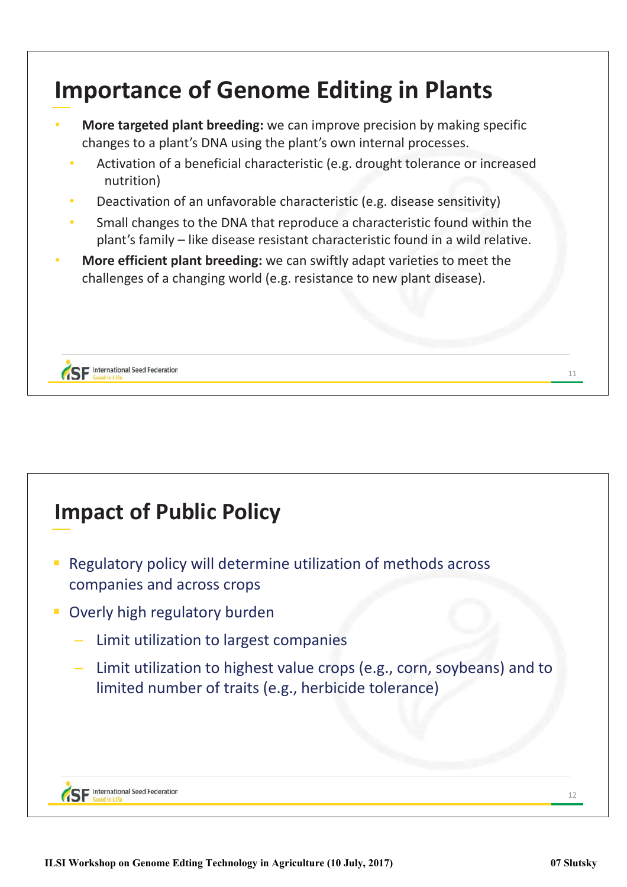## Importance of Genome Editing in Plants

- **More targeted plant breeding:** we can improve precision by making specific changes to a plant's DNA using the plant's own internal processes.
  - Activation of a beneficial characteristic (e.g. drought tolerance or increased nutrition)
  - Deactivation of an unfavorable characteristic (e.g. disease sensitivity)
  - Small changes to the DNA that reproduce a characteristic found within the plant's family – like disease resistant characteristic found in a wild relative.
- **More efficient plant breeding:** we can swiftly adapt varieties to meet the challenges of a changing world (e.g. resistance to new plant disease).

## Impact of Public Policy

- Regulatory policy will determine utilization of methods across companies and across crops
- Overly high regulatory burden
  - Limit utilization to largest companies
  - Limit utilization to highest value crops (e.g., corn, soybeans) and to limited number of traits (e.g., herbicide tolerance)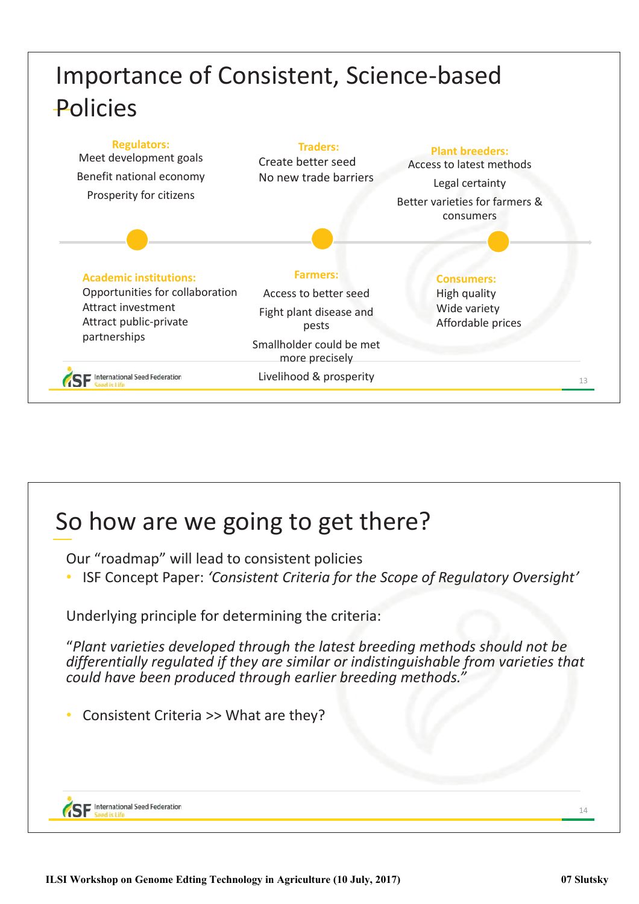# Importance of Consistent, Science-based Policies

**Regulators:**
- Meet development goals
- Benefit national economy
- Prosperity for citizens

**Traders:**
- Create better seed
- No new trade barriers

**Plant breeders:**
- Access to latest methods
- Legal certainty
- Better varieties for farmers & consumers

**Academic institutions:**
- Opportunities for collaboration
- Attract investment
- Attract public-private partnerships

**Farmers:**
- Access to better seed
- Fight plant disease and pests
- Smallholder could be met more precisely
- Livelihood & prosperity

**Consumers:**
- High quality
- Wide variety
- Affordable prices

# So how are we going to get there?

Our "roadmap" will lead to consistent policies

- ISF Concept Paper: *'Consistent Criteria for the Scope of Regulatory Oversight'*

Underlying principle for determining the criteria:

"*Plant varieties developed through the latest breeding methods should not be differentially regulated if they are similar or indistinguishable from varieties that could have been produced through earlier breeding methods.*"

- Consistent Criteria >> What are they?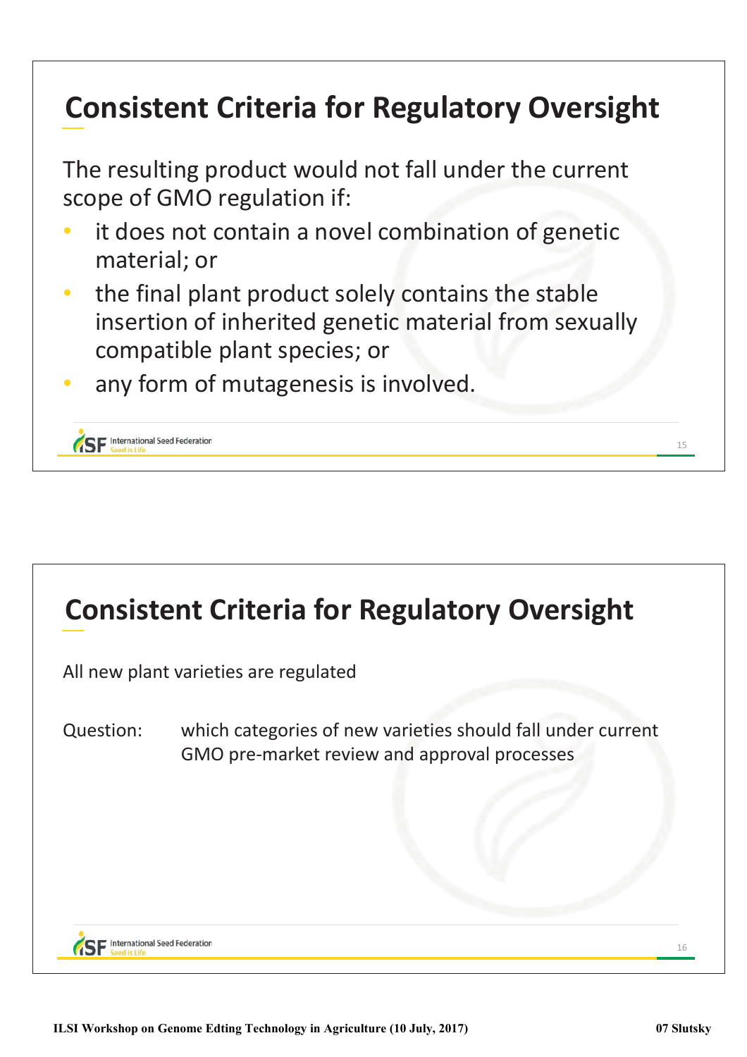## Consistent Criteria for Regulatory Oversight

The resulting product would not fall under the current scope of GMO regulation if:

- it does not contain a novel combination of genetic material; or
- the final plant product solely contains the stable insertion of inherited genetic material from sexually compatible plant species; or
- any form of mutagenesis is involved.

## Consistent Criteria for Regulatory Oversight

All new plant varieties are regulated

Question: which categories of new varieties should fall under current GMO pre-market review and approval processes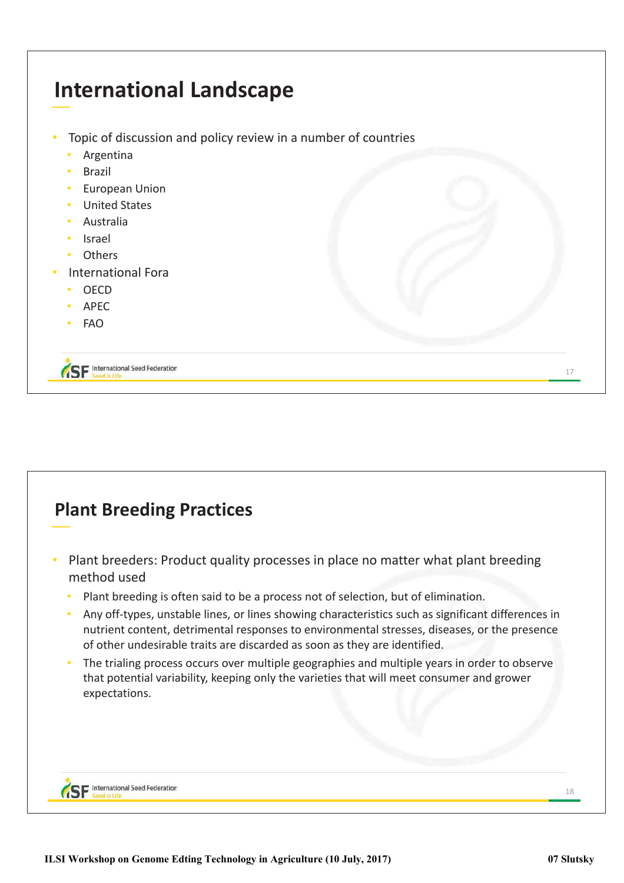## International Landscape

- Topic of discussion and policy review in a number of countries
  - Argentina
  - Brazil
  - European Union
  - United States
  - Australia
  - Israel
  - Others
- International Fora
  - OECD
  - APEC
  - FAO

## Plant Breeding Practices

- Plant breeders: Product quality processes in place no matter what plant breeding method used
  - Plant breeding is often said to be a process not of selection, but of elimination.
  - Any off-types, unstable lines, or lines showing characteristics such as significant differences in nutrient content, detrimental responses to environmental stresses, diseases, or the presence of other undesirable traits are discarded as soon as they are identified.
  - The trialing process occurs over multiple geographies and multiple years in order to observe that potential variability, keeping only the varieties that will meet consumer and grower expectations.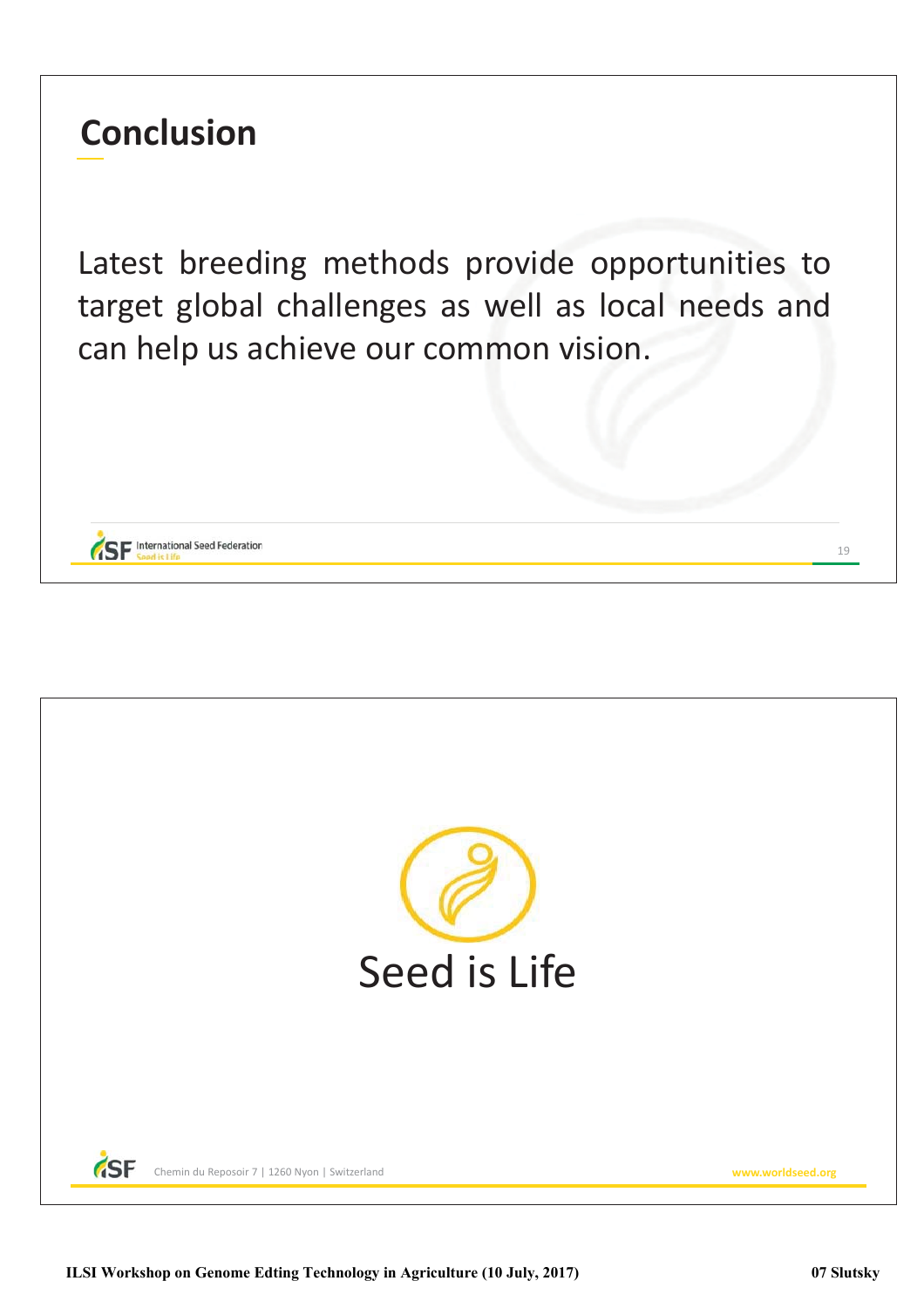## Conclusion

Latest breeding methods provide opportunities to target global challenges as well as local needs and can help us achieve our common vision.

Seed is Life

Chemin du Reposoir 7 | 1260 Nyon | Switzerland

www.worldseed.org